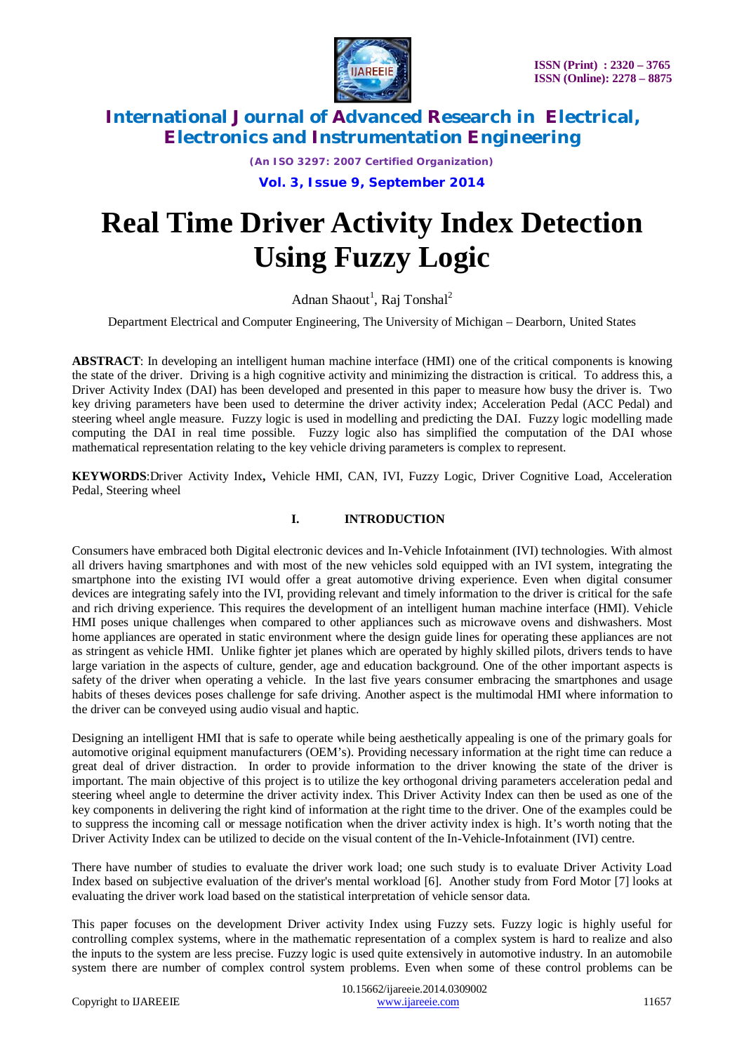# Real Time Driver Activity Index Detection Using Fuzzy Logic

Adnan Shaout[1], Raj Tonshal[2]

Department Electrical and Computer Engineering, The University of Michigan – Dearborn, United States

**ABSTRACT**: In developing an intelligent human machine interface (HMI) one of the critical components is knowing the state of the driver. Driving is a high cognitive activity and minimizing the distraction is critical. To address this, a Driver Activity Index (DAI) has been developed and presented in this paper to measure how busy the driver is. Two key driving parameters have been used to determine the driver activity index; Acceleration Pedal (ACC Pedal) and steering wheel angle measure. Fuzzy logic is used in modelling and predicting the DAI. Fuzzy logic modelling made computing the DAI in real time possible. Fuzzy logic also has simplified the computation of the DAI whose mathematical representation relating to the key vehicle driving parameters is complex to represent.

**KEYWORDS**:Driver Activity Index**,** Vehicle HMI, CAN, IVI, Fuzzy Logic, Driver Cognitive Load, Acceleration Pedal, Steering wheel

## I. INTRODUCTION

Consumers have embraced both Digital electronic devices and In-Vehicle Infotainment (IVI) technologies. With almost all drivers having smartphones and with most of the new vehicles sold equipped with an IVI system, integrating the smartphone into the existing IVI would offer a great automotive driving experience. Even when digital consumer devices are integrating safely into the IVI, providing relevant and timely information to the driver is critical for the safe and rich driving experience. This requires the development of an intelligent human machine interface (HMI). Vehicle HMI poses unique challenges when compared to other appliances such as microwave ovens and dishwashers. Most home appliances are operated in static environment where the design guide lines for operating these appliances are not as stringent as vehicle HMI. Unlike fighter jet planes which are operated by highly skilled pilots, drivers tends to have large variation in the aspects of culture, gender, age and education background. One of the other important aspects is safety of the driver when operating a vehicle. In the last five years consumer embracing the smartphones and usage habits of theses devices poses challenge for safe driving. Another aspect is the multimodal HMI where information to the driver can be conveyed using audio visual and haptic.

Designing an intelligent HMI that is safe to operate while being aesthetically appealing is one of the primary goals for automotive original equipment manufacturers (OEM's). Providing necessary information at the right time can reduce a great deal of driver distraction. In order to provide information to the driver knowing the state of the driver is important. The main objective of this project is to utilize the key orthogonal driving parameters acceleration pedal and steering wheel angle to determine the driver activity index. This Driver Activity Index can then be used as one of the key components in delivering the right kind of information at the right time to the driver. One of the examples could be to suppress the incoming call or message notification when the driver activity index is high. It's worth noting that the Driver Activity Index can be utilized to decide on the visual content of the In-Vehicle-Infotainment (IVI) centre.

There have number of studies to evaluate the driver work load; one such study is to evaluate Driver Activity Load Index based on subjective evaluation of the driver's mental workload [6]. Another study from Ford Motor [7] looks at evaluating the driver work load based on the statistical interpretation of vehicle sensor data.

This paper focuses on the development Driver activity Index using Fuzzy sets. Fuzzy logic is highly useful for controlling complex systems, where in the mathematic representation of a complex system is hard to realize and also the inputs to the system are less precise. Fuzzy logic is used quite extensively in automotive industry. In an automobile system there are number of complex control system problems. Even when some of these control problems can be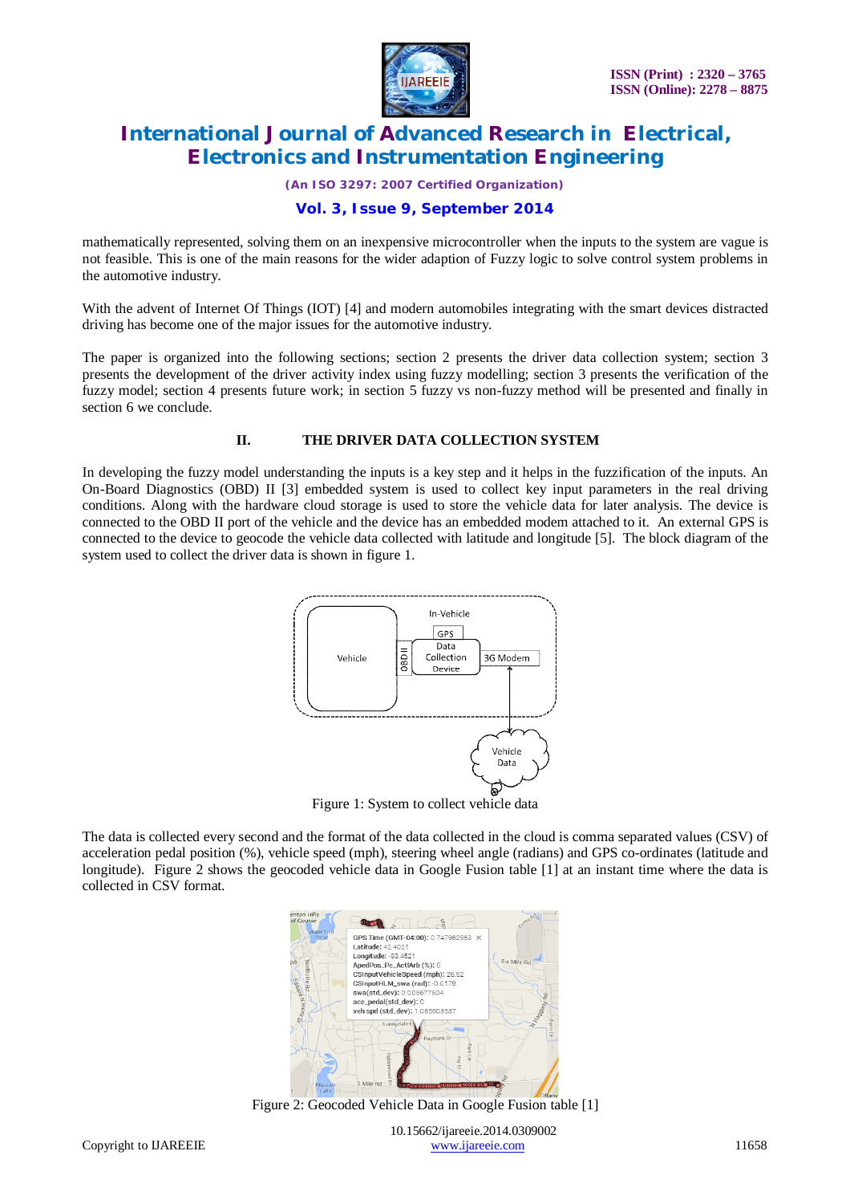mathematically represented, solving them on an inexpensive microcontroller when the inputs to the system are vague is not feasible. This is one of the main reasons for the wider adaption of Fuzzy logic to solve control system problems in the automotive industry.

With the advent of Internet Of Things (IOT) [4] and modern automobiles integrating with the smart devices distracted driving has become one of the major issues for the automotive industry.

The paper is organized into the following sections; section 2 presents the driver data collection system; section 3 presents the development of the driver activity index using fuzzy modelling; section 3 presents the verification of the fuzzy model; section 4 presents future work; in section 5 fuzzy vs non-fuzzy method will be presented and finally in section 6 we conclude.

## II. THE DRIVER DATA COLLECTION SYSTEM

In developing the fuzzy model understanding the inputs is a key step and it helps in the fuzzification of the inputs. An On-Board Diagnostics (OBD) II [3] embedded system is used to collect key input parameters in the real driving conditions. Along with the hardware cloud storage is used to store the vehicle data for later analysis. The device is connected to the OBD II port of the vehicle and the device has an embedded modem attached to it. An external GPS is connected to the device to geocode the vehicle data collected with latitude and longitude [5]. The block diagram of the system used to collect the driver data is shown in figure 1.

Figure 1: System to collect vehicle data

The data is collected every second and the format of the data collected in the cloud is comma separated values (CSV) of acceleration pedal position (%), vehicle speed (mph), steering wheel angle (radians) and GPS co-ordinates (latitude and longitude). Figure 2 shows the geocoded vehicle data in Google Fusion table [1] at an instant time where the data is collected in CSV format.

Figure 2: Geocoded Vehicle Data in Google Fusion table [1]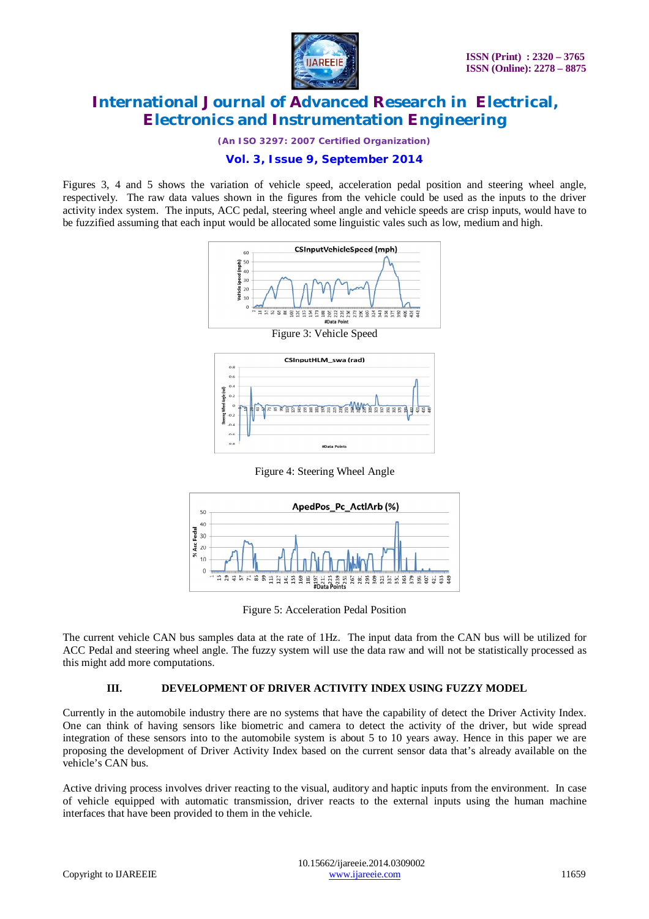Figures 3, 4 and 5 shows the variation of vehicle speed, acceleration pedal position and steering wheel angle, respectively. The raw data values shown in the figures from the vehicle could be used as the inputs to the driver activity index system. The inputs, ACC pedal, steering wheel angle and vehicle speeds are crisp inputs, would have to be fuzzified assuming that each input would be allocated some linguistic vales such as low, medium and high.

Figure 3: Vehicle Speed

Figure 4: Steering Wheel Angle

Figure 5: Acceleration Pedal Position

The current vehicle CAN bus samples data at the rate of 1Hz. The input data from the CAN bus will be utilized for ACC Pedal and steering wheel angle. The fuzzy system will use the data raw and will not be statistically processed as this might add more computations.

## III. DEVELOPMENT OF DRIVER ACTIVITY INDEX USING FUZZY MODEL

Currently in the automobile industry there are no systems that have the capability of detect the Driver Activity Index. One can think of having sensors like biometric and camera to detect the activity of the driver, but wide spread integration of these sensors into to the automobile system is about 5 to 10 years away. Hence in this paper we are proposing the development of Driver Activity Index based on the current sensor data that's already available on the vehicle's CAN bus.

Active driving process involves driver reacting to the visual, auditory and haptic inputs from the environment. In case of vehicle equipped with automatic transmission, driver reacts to the external inputs using the human machine interfaces that have been provided to them in the vehicle.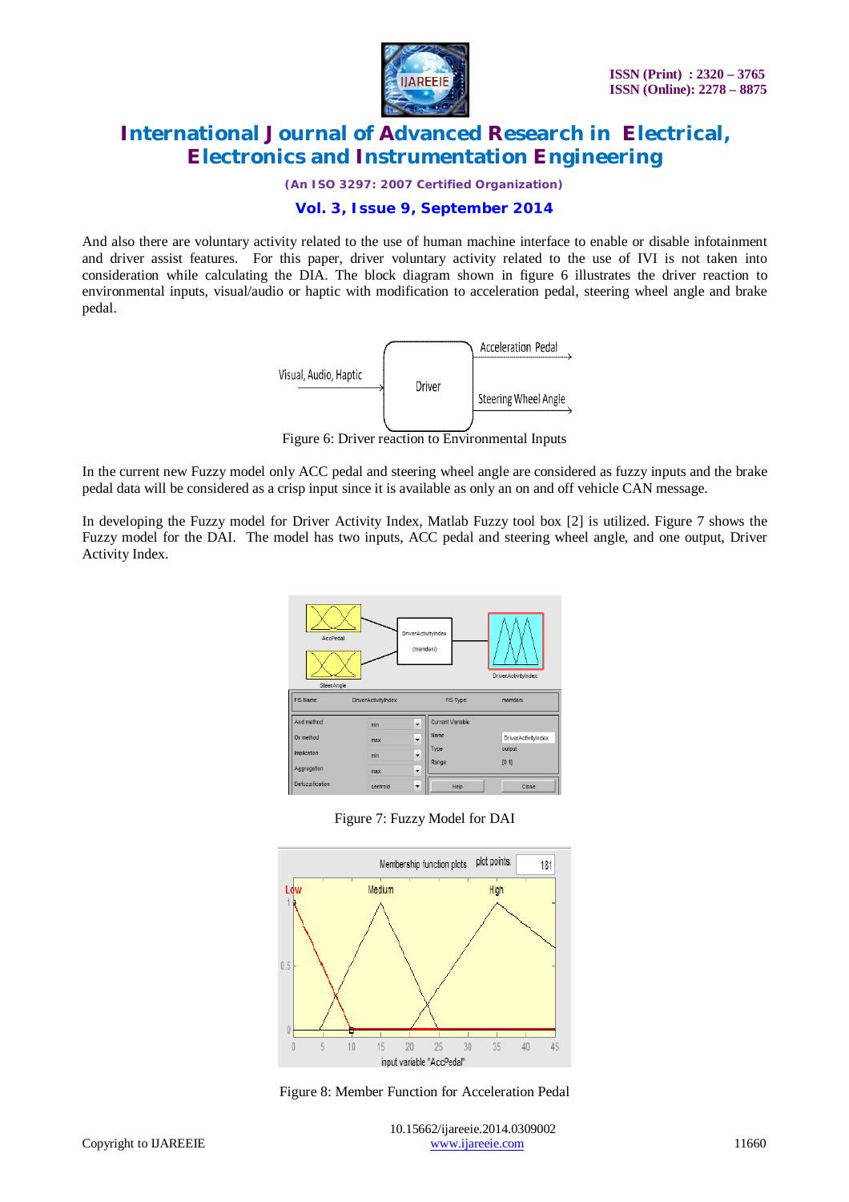And also there are voluntary activity related to the use of human machine interface to enable or disable infotainment and driver assist features. For this paper, driver voluntary activity related to the use of IVI is not taken into consideration while calculating the DIA. The block diagram shown in figure 6 illustrates the driver reaction to environmental inputs, visual/audio or haptic with modification to acceleration pedal, steering wheel angle and brake pedal.

Figure 6: Driver reaction to Environmental Inputs

In the current new Fuzzy model only ACC pedal and steering wheel angle are considered as fuzzy inputs and the brake pedal data will be considered as a crisp input since it is available as only an on and off vehicle CAN message.

In developing the Fuzzy model for Driver Activity Index, Matlab Fuzzy tool box [2] is utilized. Figure 7 shows the Fuzzy model for the DAI. The model has two inputs, ACC pedal and steering wheel angle, and one output, Driver Activity Index.

Figure 7: Fuzzy Model for DAI

Figure 8: Member Function for Acceleration Pedal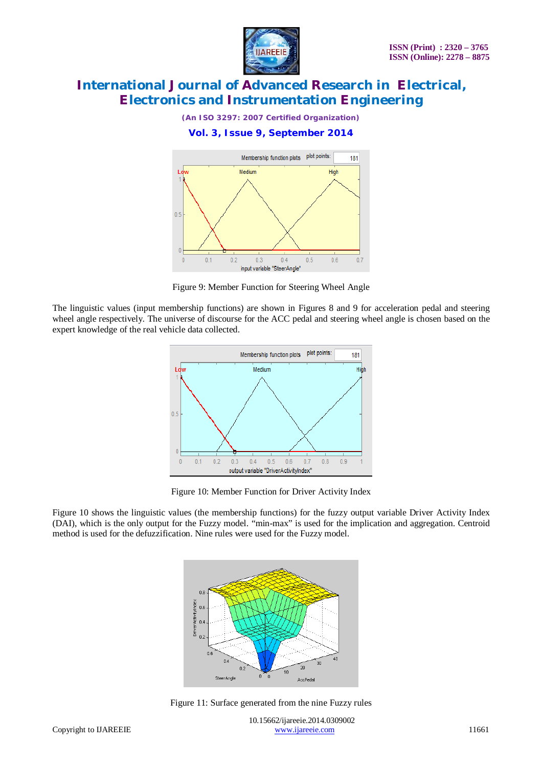Figure 9: Member Function for Steering Wheel Angle

The linguistic values (input membership functions) are shown in Figures 8 and 9 for acceleration pedal and steering wheel angle respectively. The universe of discourse for the ACC pedal and steering wheel angle is chosen based on the expert knowledge of the real vehicle data collected.

Figure 10: Member Function for Driver Activity Index

Figure 10 shows the linguistic values (the membership functions) for the fuzzy output variable Driver Activity Index (DAI), which is the only output for the Fuzzy model. “min-max” is used for the implication and aggregation. Centroid method is used for the defuzzification. Nine rules were used for the Fuzzy model.

Figure 11: Surface generated from the nine Fuzzy rules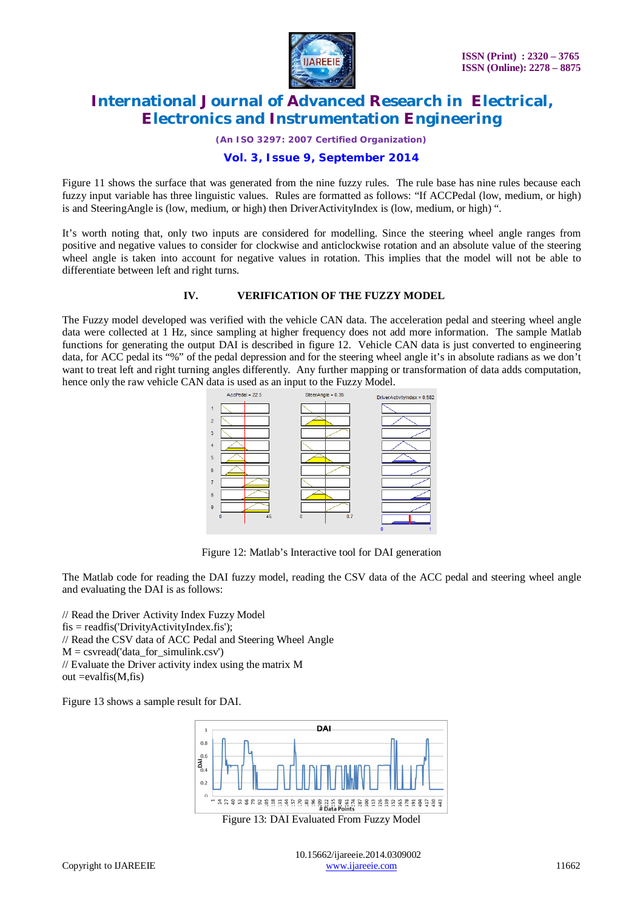Figure 11 shows the surface that was generated from the nine fuzzy rules. The rule base has nine rules because each fuzzy input variable has three linguistic values. Rules are formatted as follows: "If ACCPedal (low, medium, or high) is and SteeringAngle is (low, medium, or high) then DriverActivityIndex is (low, medium, or high) ".

It's worth noting that, only two inputs are considered for modelling. Since the steering wheel angle ranges from positive and negative values to consider for clockwise and anticlockwise rotation and an absolute value of the steering wheel angle is taken into account for negative values in rotation. This implies that the model will not be able to differentiate between left and right turns.

## IV. VERIFICATION OF THE FUZZY MODEL

The Fuzzy model developed was verified with the vehicle CAN data. The acceleration pedal and steering wheel angle data were collected at 1 Hz, since sampling at higher frequency does not add more information. The sample Matlab functions for generating the output DAI is described in figure 12. Vehicle CAN data is just converted to engineering data, for ACC pedal its "%" of the pedal depression and for the steering wheel angle it's in absolute radians as we don't want to treat left and right turning angles differently. Any further mapping or transformation of data adds computation, hence only the raw vehicle CAN data is used as an input to the Fuzzy Model.

Figure 12: Matlab's Interactive tool for DAI generation

The Matlab code for reading the DAI fuzzy model, reading the CSV data of the ACC pedal and steering wheel angle and evaluating the DAI is as follows:

```
// Read the Driver Activity Index Fuzzy Model
fis = readfis('DrivityActivityIndex.fis');
// Read the CSV data of ACC Pedal and Steering Wheel Angle
M = csvread('data_for_simulink.csv')
// Evaluate the Driver activity index using the matrix M
out =evalfis(M,fis)
```

Figure 13 shows a sample result for DAI.

Figure 13: DAI Evaluated From Fuzzy Model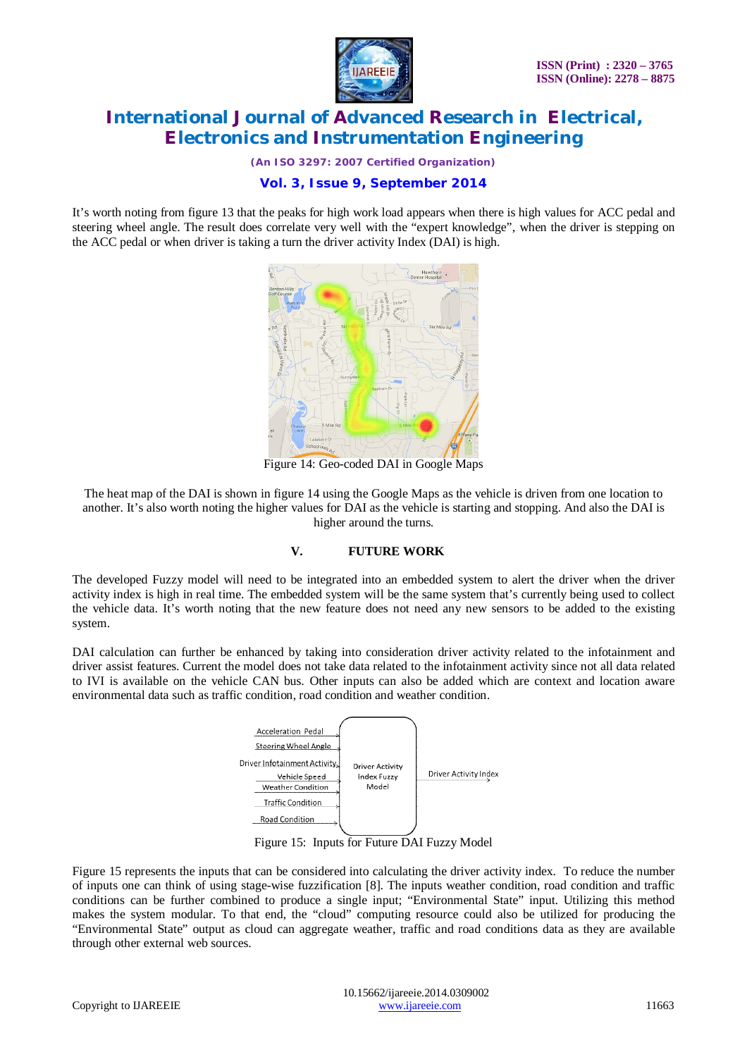It's worth noting from figure 13 that the peaks for high work load appears when there is high values for ACC pedal and steering wheel angle. The result does correlate very well with the "expert knowledge", when the driver is stepping on the ACC pedal or when driver is taking a turn the driver activity Index (DAI) is high.

Figure 14: Geo-coded DAI in Google Maps

The heat map of the DAI is shown in figure 14 using the Google Maps as the vehicle is driven from one location to another. It's also worth noting the higher values for DAI as the vehicle is starting and stopping. And also the DAI is higher around the turns.

## V. FUTURE WORK

The developed Fuzzy model will need to be integrated into an embedded system to alert the driver when the driver activity index is high in real time. The embedded system will be the same system that's currently being used to collect the vehicle data. It's worth noting that the new feature does not need any new sensors to be added to the existing system.

DAI calculation can further be enhanced by taking into consideration driver activity related to the infotainment and driver assist features. Current the model does not take data related to the infotainment activity since not all data related to IVI is available on the vehicle CAN bus. Other inputs can also be added which are context and location aware environmental data such as traffic condition, road condition and weather condition.

Figure 15: Inputs for Future DAI Fuzzy Model

Figure 15 represents the inputs that can be considered into calculating the driver activity index. To reduce the number of inputs one can think of using stage-wise fuzzification [8]. The inputs weather condition, road condition and traffic conditions can be further combined to produce a single input; "Environmental State" input. Utilizing this method makes the system modular. To that end, the "cloud" computing resource could also be utilized for producing the "Environmental State" output as cloud can aggregate weather, traffic and road conditions data as they are available through other external web sources.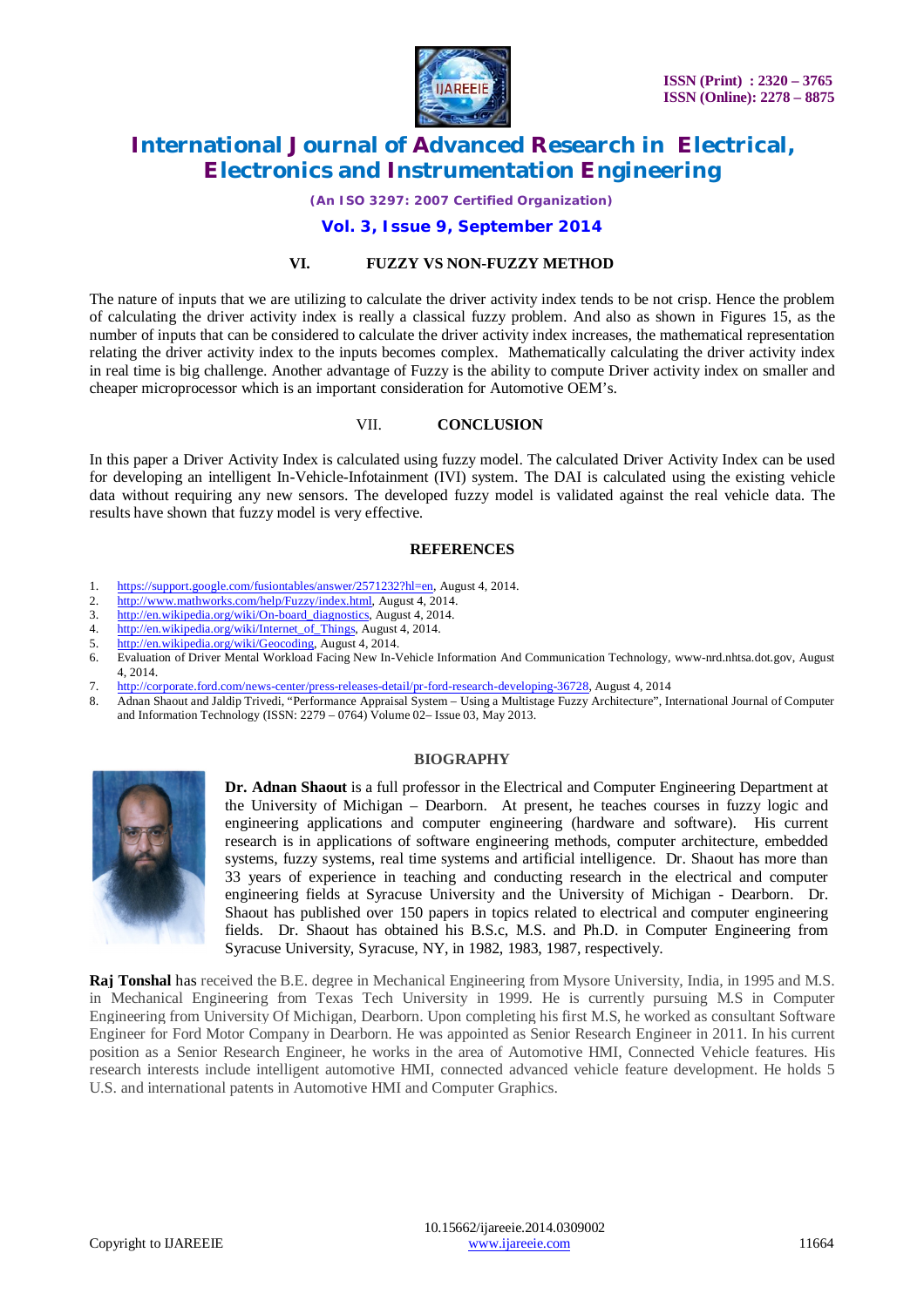## VI. FUZZY VS NON-FUZZY METHOD

The nature of inputs that we are utilizing to calculate the driver activity index tends to be not crisp. Hence the problem of calculating the driver activity index is really a classical fuzzy problem. And also as shown in Figures 15, as the number of inputs that can be considered to calculate the driver activity index increases, the mathematical representation relating the driver activity index to the inputs becomes complex. Mathematically calculating the driver activity index in real time is big challenge. Another advantage of Fuzzy is the ability to compute Driver activity index on smaller and cheaper microprocessor which is an important consideration for Automotive OEM's.

## VII. CONCLUSION

In this paper a Driver Activity Index is calculated using fuzzy model. The calculated Driver Activity Index can be used for developing an intelligent In-Vehicle-Infotainment (IVI) system. The DAI is calculated using the existing vehicle data without requiring any new sensors. The developed fuzzy model is validated against the real vehicle data. The results have shown that fuzzy model is very effective.

## REFERENCES

1. https://support.google.com/fusiontables/answer/2571232?hl=en, August 4, 2014.
2. http://www.mathworks.com/help/Fuzzy/index.html, August 4, 2014.
3. http://en.wikipedia.org/wiki/On-board_diagnostics, August 4, 2014.
4. http://en.wikipedia.org/wiki/Internet_of_Things, August 4, 2014.
5. http://en.wikipedia.org/wiki/Geocoding, August 4, 2014.
6. Evaluation of Driver Mental Workload Facing New In-Vehicle Information And Communication Technology, www-nrd.nhtsa.dot.gov, August 4, 2014.
7. http://corporate.ford.com/news-center/press-releases-detail/pr-ford-research-developing-36728, August 4, 2014
8. Adnan Shaout and Jaldip Trivedi, "Performance Appraisal System – Using a Multistage Fuzzy Architecture", International Journal of Computer and Information Technology (ISSN: 2279 – 0764) Volume 02– Issue 03, May 2013.

## BIOGRAPHY

**Dr. Adnan Shaout** is a full professor in the Electrical and Computer Engineering Department at the University of Michigan – Dearborn. At present, he teaches courses in fuzzy logic and engineering applications and computer engineering (hardware and software). His current research is in applications of software engineering methods, computer architecture, embedded systems, fuzzy systems, real time systems and artificial intelligence. Dr. Shaout has more than 33 years of experience in teaching and conducting research in the electrical and computer engineering fields at Syracuse University and the University of Michigan - Dearborn. Dr. Shaout has published over 150 papers in topics related to electrical and computer engineering fields. Dr. Shaout has obtained his B.S.c, M.S. and Ph.D. in Computer Engineering from Syracuse University, Syracuse, NY, in 1982, 1983, 1987, respectively.

**Raj Tonshal** has received the B.E. degree in Mechanical Engineering from Mysore University, India, in 1995 and M.S. in Mechanical Engineering from Texas Tech University in 1999. He is currently pursuing M.S in Computer Engineering from University Of Michigan, Dearborn. Upon completing his first M.S, he worked as consultant Software Engineer for Ford Motor Company in Dearborn. He was appointed as Senior Research Engineer in 2011. In his current position as a Senior Research Engineer, he works in the area of Automotive HMI, Connected Vehicle features. His research interests include intelligent automotive HMI, connected advanced vehicle feature development. He holds 5 U.S. and international patents in Automotive HMI and Computer Graphics.